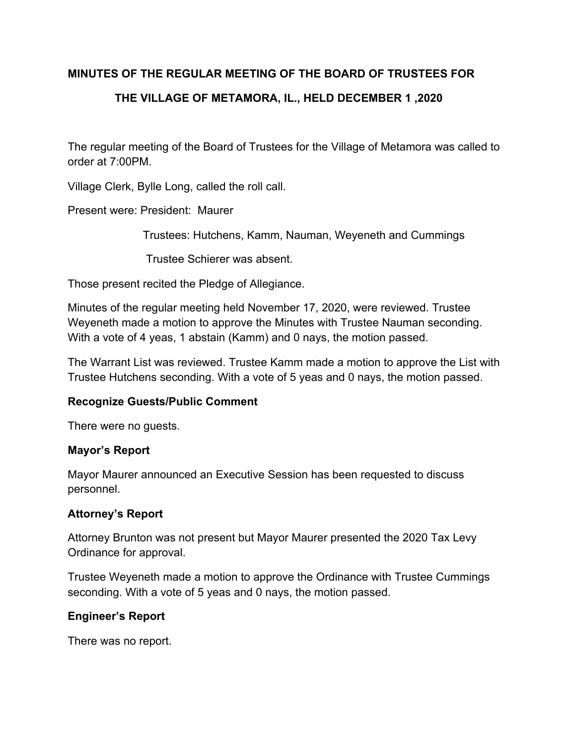# MINUTES OF THE REGULAR MEETING OF THE BOARD OF TRUSTEES FOR THE VILLAGE OF METAMORA, IL., HELD DECEMBER 1 ,2020

The regular meeting of the Board of Trustees for the Village of Metamora was called to order at 7:00PM.

Village Clerk, Bylle Long, called the roll call.

Present were: President: Maurer

Trustees: Hutchens, Kamm, Nauman, Weyeneth and Cummings

Trustee Schierer was absent.

Those present recited the Pledge of Allegiance.

Minutes of the regular meeting held November 17, 2020, were reviewed. Trustee Weyeneth made a motion to approve the Minutes with Trustee Nauman seconding. With a vote of 4 yeas, 1 abstain (Kamm) and 0 nays, the motion passed.

The Warrant List was reviewed. Trustee Kamm made a motion to approve the List with Trustee Hutchens seconding. With a vote of 5 yeas and 0 nays, the motion passed.

**Recognize Guests/Public Comment**

There were no guests.

**Mayor's Report**

Mayor Maurer announced an Executive Session has been requested to discuss personnel.

**Attorney's Report**

Attorney Brunton was not present but Mayor Maurer presented the 2020 Tax Levy Ordinance for approval.

Trustee Weyeneth made a motion to approve the Ordinance with Trustee Cummings seconding. With a vote of 5 yeas and 0 nays, the motion passed.

**Engineer's Report**

There was no report.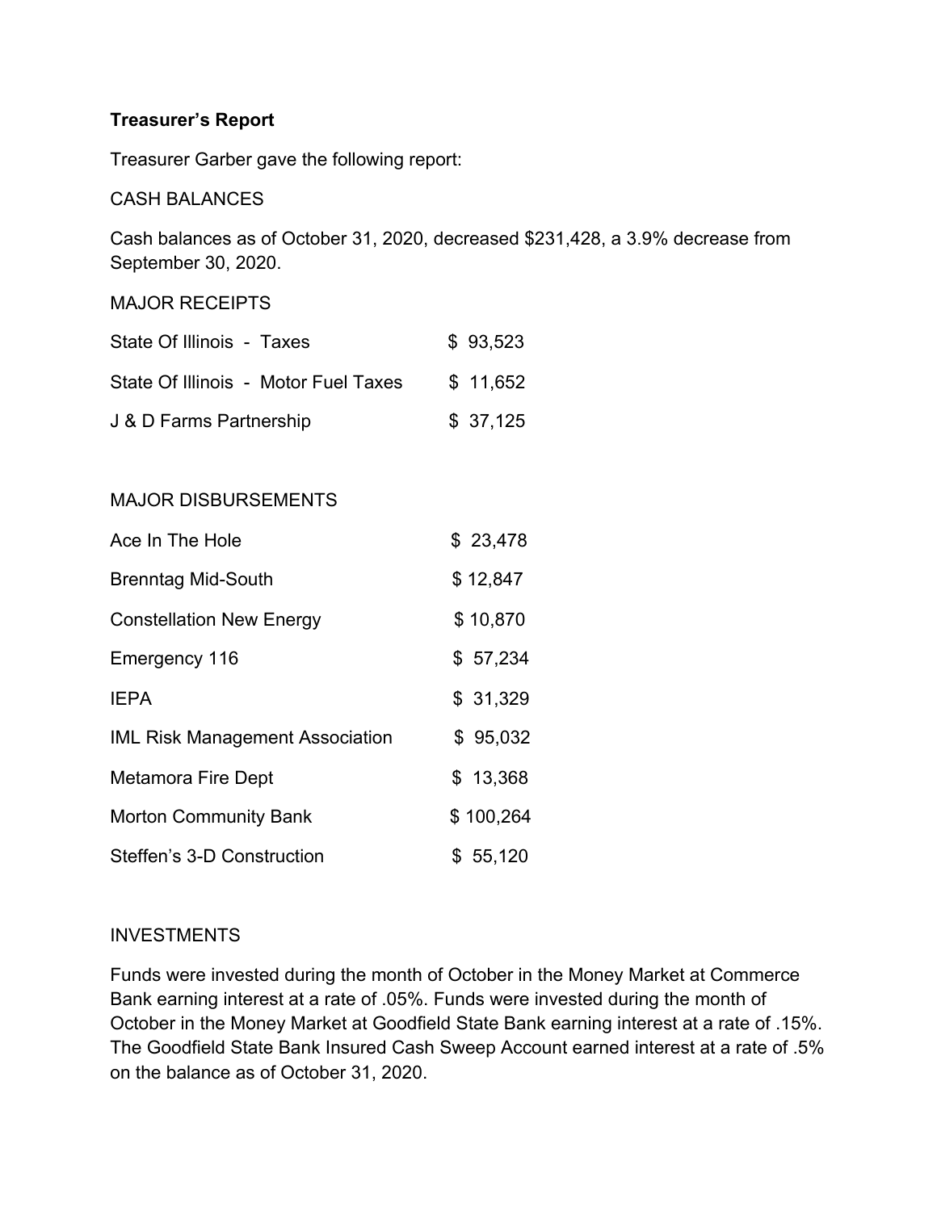**Treasurer's Report**

Treasurer Garber gave the following report:

CASH BALANCES

Cash balances as of October 31, 2020, decreased $231,428, a 3.9% decrease from September 30, 2020.

MAJOR RECEIPTS

| | |
|---|---|
| State Of Illinois - Taxes | $ 93,523 |
| State Of Illinois - Motor Fuel Taxes | $ 11,652 |
| J & D Farms Partnership | $ 37,125 |

MAJOR DISBURSEMENTS

| | |
|---|---|
| Ace In The Hole | $ 23,478 |
| Brenntag Mid-South | $ 12,847 |
| Constellation New Energy | $ 10,870 |
| Emergency 116 | $ 57,234 |
| IEPA | $ 31,329 |
| IML Risk Management Association | $ 95,032 |
| Metamora Fire Dept | $ 13,368 |
| Morton Community Bank | $ 100,264 |
| Steffen's 3-D Construction | $ 55,120 |

INVESTMENTS

Funds were invested during the month of October in the Money Market at Commerce Bank earning interest at a rate of .05%. Funds were invested during the month of October in the Money Market at Goodfield State Bank earning interest at a rate of .15%. The Goodfield State Bank Insured Cash Sweep Account earned interest at a rate of .5% on the balance as of October 31, 2020.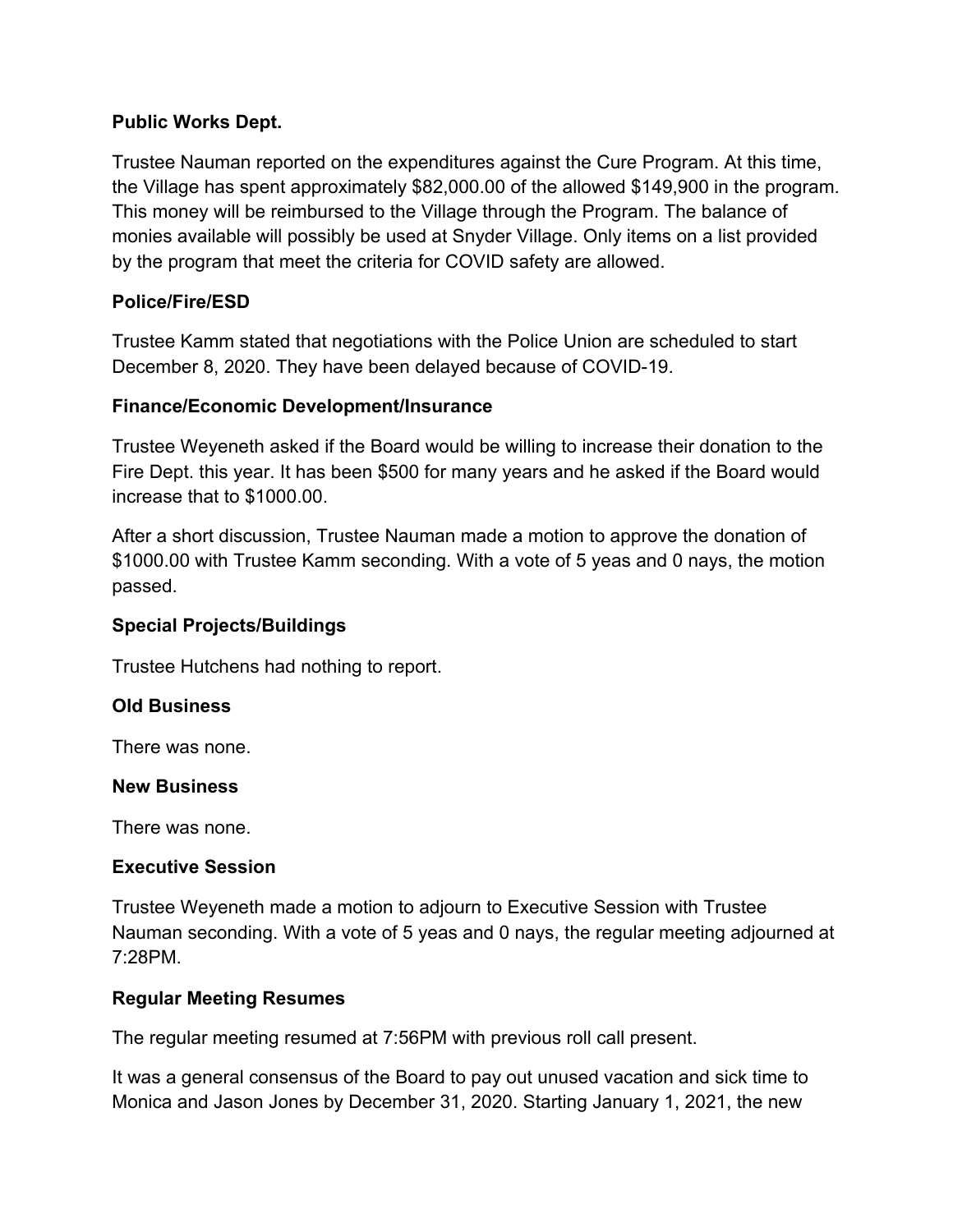**Public Works Dept.**

Trustee Nauman reported on the expenditures against the Cure Program. At this time, the Village has spent approximately $82,000.00 of the allowed $149,900 in the program. This money will be reimbursed to the Village through the Program. The balance of monies available will possibly be used at Snyder Village. Only items on a list provided by the program that meet the criteria for COVID safety are allowed.

**Police/Fire/ESD**

Trustee Kamm stated that negotiations with the Police Union are scheduled to start December 8, 2020. They have been delayed because of COVID-19.

**Finance/Economic Development/Insurance**

Trustee Weyeneth asked if the Board would be willing to increase their donation to the Fire Dept. this year. It has been $500 for many years and he asked if the Board would increase that to $1000.00.

After a short discussion, Trustee Nauman made a motion to approve the donation of $1000.00 with Trustee Kamm seconding. With a vote of 5 yeas and 0 nays, the motion passed.

**Special Projects/Buildings**

Trustee Hutchens had nothing to report.

**Old Business**

There was none.

**New Business**

There was none.

**Executive Session**

Trustee Weyeneth made a motion to adjourn to Executive Session with Trustee Nauman seconding. With a vote of 5 yeas and 0 nays, the regular meeting adjourned at 7:28PM.

**Regular Meeting Resumes**

The regular meeting resumed at 7:56PM with previous roll call present.

It was a general consensus of the Board to pay out unused vacation and sick time to Monica and Jason Jones by December 31, 2020. Starting January 1, 2021, the new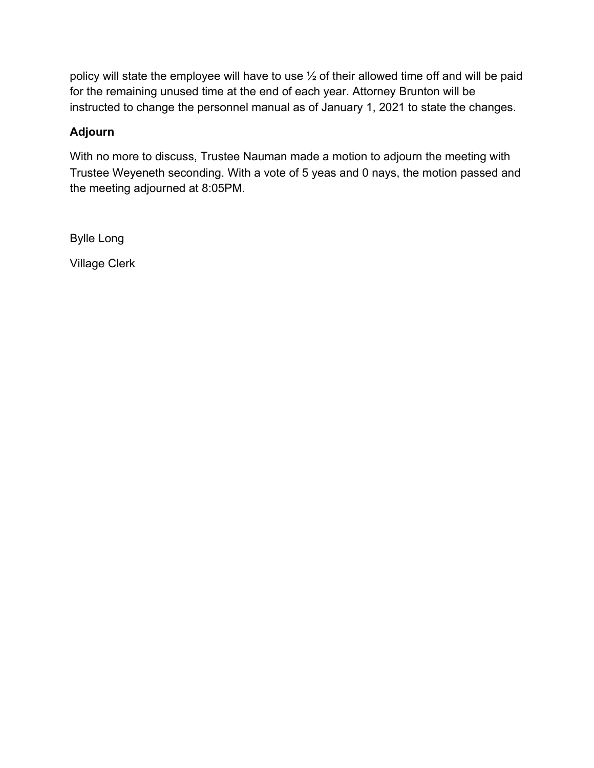policy will state the employee will have to use ½ of their allowed time off and will be paid for the remaining unused time at the end of each year. Attorney Brunton will be instructed to change the personnel manual as of January 1, 2021 to state the changes.

**Adjourn**

With no more to discuss, Trustee Nauman made a motion to adjourn the meeting with Trustee Weyeneth seconding. With a vote of 5 yeas and 0 nays, the motion passed and the meeting adjourned at 8:05PM.

Bylle Long

Village Clerk